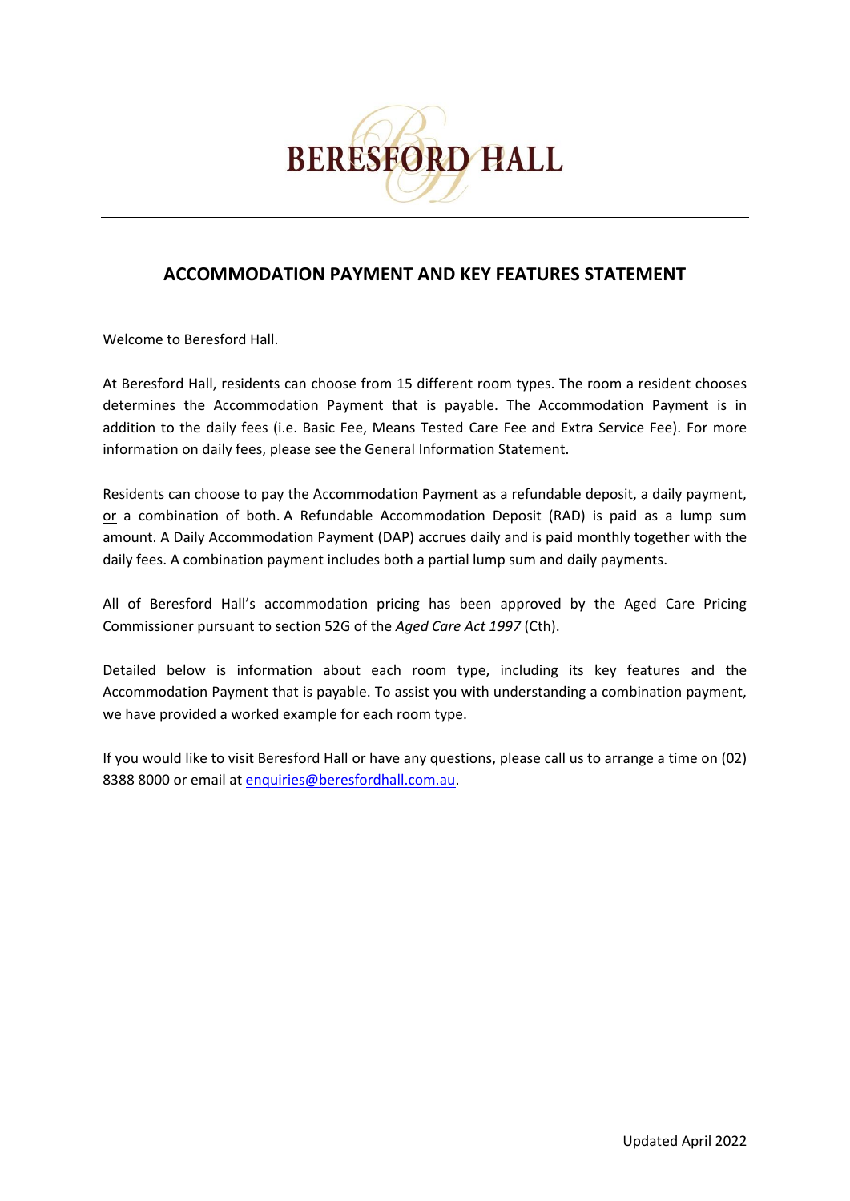BERESFORD HALL

## ACCOMMODATION PAYMENT AND KEY FEATURES STATEMENT

Welcome to Beresford Hall.

At Beresford Hall, residents can choose from 15 different room types. The room a resident chooses determines the Accommodation Payment that is payable. The Accommodation Payment is in addition to the daily fees (i.e. Basic Fee, Means Tested Care Fee and Extra Service Fee). For more information on daily fees, please see the General Information Statement.

Residents can choose to pay the Accommodation Payment as a refundable deposit, a daily payment, or a combination of both. A Refundable Accommodation Deposit (RAD) is paid as a lump sum amount. A Daily Accommodation Payment (DAP) accrues daily and is paid monthly together with the daily fees. A combination payment includes both a partial lump sum and daily payments.

All of Beresford Hall's accommodation pricing has been approved by the Aged Care Pricing Commissioner pursuant to section 52G of the *Aged Care Act 1997* (Cth).

Detailed below is information about each room type, including its key features and the Accommodation Payment that is payable. To assist you with understanding a combination payment, we have provided a worked example for each room type.

If you would like to visit Beresford Hall or have any questions, please call us to arrange a time on (02) 8388 8000 or email at enquiries@beresfordhall.com.au.

Updated April 2022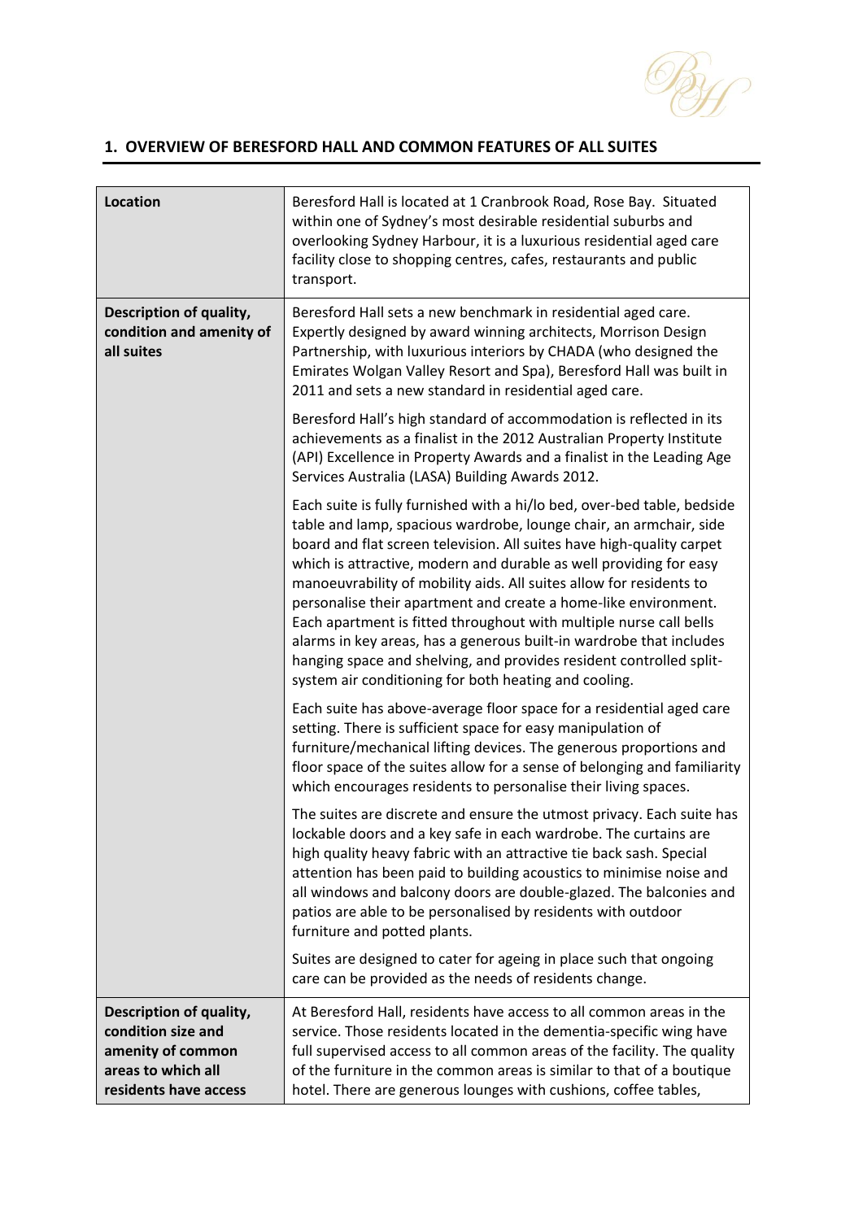## 1. OVERVIEW OF BERESFORD HALL AND COMMON FEATURES OF ALL SUITES

| | |
|---|---|
| **Location** | Beresford Hall is located at 1 Cranbrook Road, Rose Bay. Situated within one of Sydney's most desirable residential suburbs and overlooking Sydney Harbour, it is a luxurious residential aged care facility close to shopping centres, cafes, restaurants and public transport. |
| **Description of quality, condition and amenity of all suites** | Beresford Hall sets a new benchmark in residential aged care. Expertly designed by award winning architects, Morrison Design Partnership, with luxurious interiors by CHADA (who designed the Emirates Wolgan Valley Resort and Spa), Beresford Hall was built in 2011 and sets a new standard in residential aged care.<br><br>Beresford Hall's high standard of accommodation is reflected in its achievements as a finalist in the 2012 Australian Property Institute (API) Excellence in Property Awards and a finalist in the Leading Age Services Australia (LASA) Building Awards 2012.<br><br>Each suite is fully furnished with a hi/lo bed, over-bed table, bedside table and lamp, spacious wardrobe, lounge chair, an armchair, side board and flat screen television. All suites have high-quality carpet which is attractive, modern and durable as well providing for easy manoeuvrability of mobility aids. All suites allow for residents to personalise their apartment and create a home-like environment. Each apartment is fitted throughout with multiple nurse call bells alarms in key areas, has a generous built-in wardrobe that includes hanging space and shelving, and provides resident controlled split-system air conditioning for both heating and cooling.<br><br>Each suite has above-average floor space for a residential aged care setting. There is sufficient space for easy manipulation of furniture/mechanical lifting devices. The generous proportions and floor space of the suites allow for a sense of belonging and familiarity which encourages residents to personalise their living spaces.<br><br>The suites are discrete and ensure the utmost privacy. Each suite has lockable doors and a key safe in each wardrobe. The curtains are high quality heavy fabric with an attractive tie back sash. Special attention has been paid to building acoustics to minimise noise and all windows and balcony doors are double-glazed. The balconies and patios are able to be personalised by residents with outdoor furniture and potted plants.<br><br>Suites are designed to cater for ageing in place such that ongoing care can be provided as the needs of residents change. |
| **Description of quality, condition size and amenity of common areas to which all residents have access** | At Beresford Hall, residents have access to all common areas in the service. Those residents located in the dementia-specific wing have full supervised access to all common areas of the facility. The quality of the furniture in the common areas is similar to that of a boutique hotel. There are generous lounges with cushions, coffee tables, |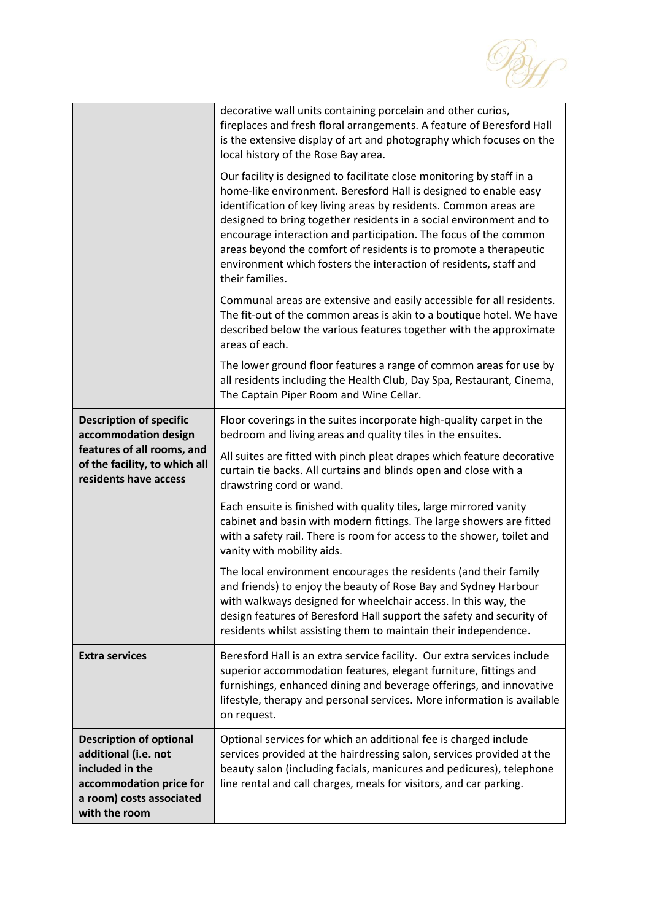| | |
|---|---|
| | decorative wall units containing porcelain and other curios, fireplaces and fresh floral arrangements. A feature of Beresford Hall is the extensive display of art and photography which focuses on the local history of the Rose Bay area.<br><br>Our facility is designed to facilitate close monitoring by staff in a home-like environment. Beresford Hall is designed to enable easy identification of key living areas by residents. Common areas are designed to bring together residents in a social environment and to encourage interaction and participation. The focus of the common areas beyond the comfort of residents is to promote a therapeutic environment which fosters the interaction of residents, staff and their families.<br><br>Communal areas are extensive and easily accessible for all residents. The fit-out of the common areas is akin to a boutique hotel. We have described below the various features together with the approximate areas of each.<br><br>The lower ground floor features a range of common areas for use by all residents including the Health Club, Day Spa, Restaurant, Cinema, The Captain Piper Room and Wine Cellar. |
| **Description of specific accommodation design features of all rooms, and of the facility, to which all residents have access** | Floor coverings in the suites incorporate high-quality carpet in the bedroom and living areas and quality tiles in the ensuites.<br><br>All suites are fitted with pinch pleat drapes which feature decorative curtain tie backs. All curtains and blinds open and close with a drawstring cord or wand.<br><br>Each ensuite is finished with quality tiles, large mirrored vanity cabinet and basin with modern fittings. The large showers are fitted with a safety rail. There is room for access to the shower, toilet and vanity with mobility aids.<br><br>The local environment encourages the residents (and their family and friends) to enjoy the beauty of Rose Bay and Sydney Harbour with walkways designed for wheelchair access. In this way, the design features of Beresford Hall support the safety and security of residents whilst assisting them to maintain their independence. |
| **Extra services** | Beresford Hall is an extra service facility. Our extra services include superior accommodation features, elegant furniture, fittings and furnishings, enhanced dining and beverage offerings, and innovative lifestyle, therapy and personal services. More information is available on request. |
| **Description of optional additional (i.e. not included in the accommodation price for a room) costs associated with the room** | Optional services for which an additional fee is charged include services provided at the hairdressing salon, services provided at the beauty salon (including facials, manicures and pedicures), telephone line rental and call charges, meals for visitors, and car parking. |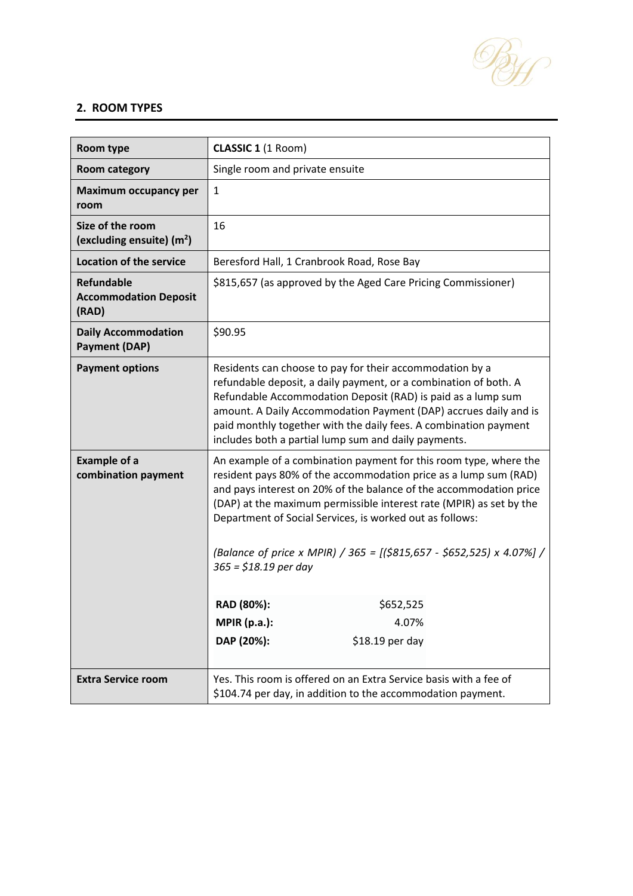## 2. ROOM TYPES

| Room type | **CLASSIC 1** (1 Room) |
| --- | --- |
| **Room category** | Single room and private ensuite |
| **Maximum occupancy per room** | 1 |
| **Size of the room (excluding ensuite) ($m^2$)** | 16 |
| **Location of the service** | Beresford Hall, 1 Cranbrook Road, Rose Bay |
| **Refundable Accommodation Deposit (RAD)** | $815,657 (as approved by the Aged Care Pricing Commissioner) |
| **Daily Accommodation Payment (DAP)** | $90.95 |
| **Payment options** | Residents can choose to pay for their accommodation by a refundable deposit, a daily payment, or a combination of both. A Refundable Accommodation Deposit (RAD) is paid as a lump sum amount. A Daily Accommodation Payment (DAP) accrues daily and is paid monthly together with the daily fees. A combination payment includes both a partial lump sum and daily payments. |
| **Example of a combination payment** | An example of a combination payment for this room type, where the resident pays 80% of the accommodation price as a lump sum (RAD) and pays interest on 20% of the balance of the accommodation price (DAP) at the maximum permissible interest rate (MPIR) as set by the Department of Social Services, is worked out as follows: <br><br> *(Balance of price x MPIR) / 365 = [($815,657 - $652,525) x 4.07%] / 365 = $18.19 per day* <br><br> **RAD (80%):** $652,525 <br> **MPIR (p.a.):** 4.07% <br> **DAP (20%):** $18.19 per day |
| **Extra Service room** | Yes. This room is offered on an Extra Service basis with a fee of $104.74 per day, in addition to the accommodation payment. |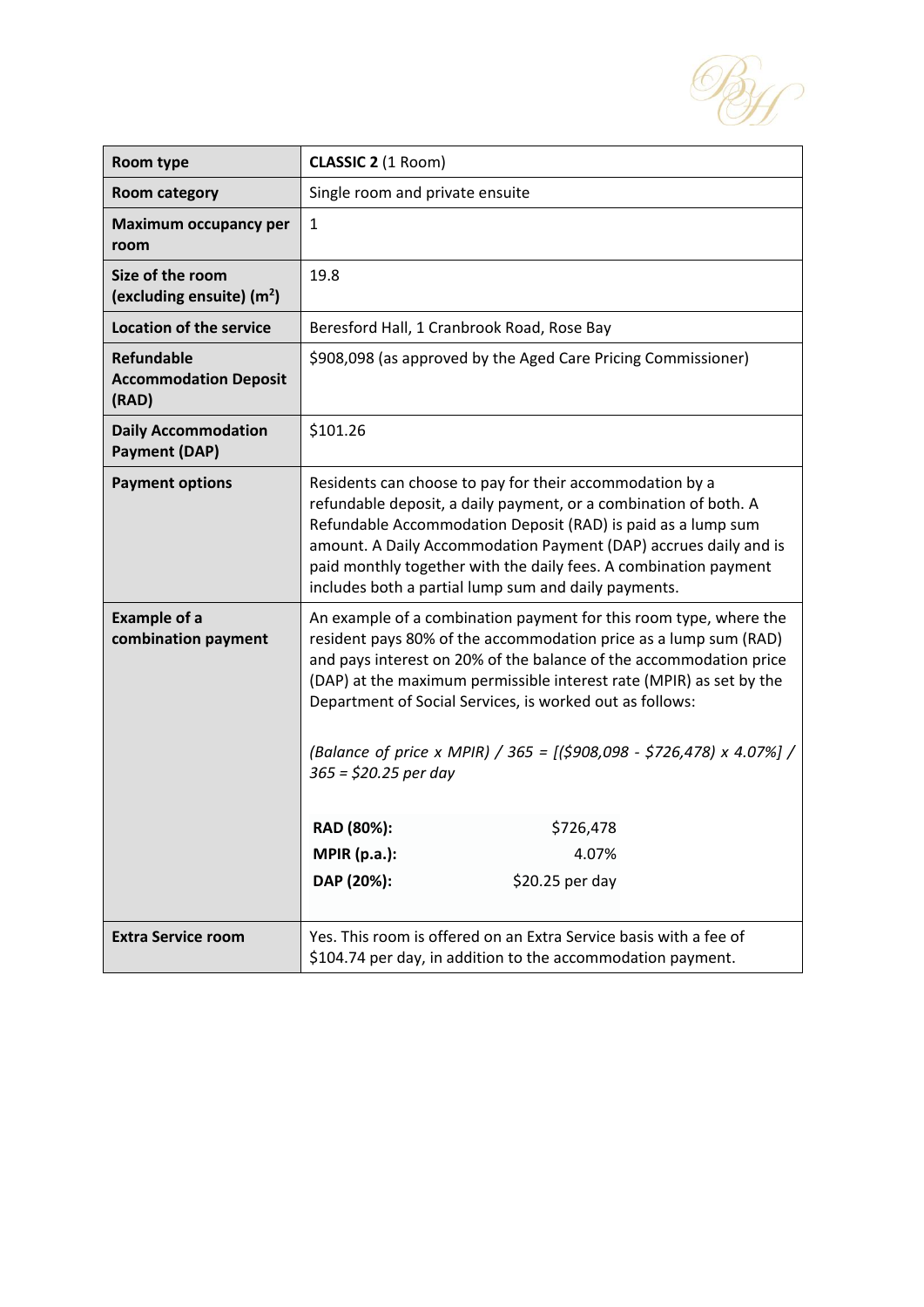| Room type | **CLASSIC 2** (1 Room) |
|---|---|
| Room category | Single room and private ensuite |
| Maximum occupancy per room | 1 |
| Size of the room (excluding ensuite) ($m^2$) | 19.8 |
| Location of the service | Beresford Hall, 1 Cranbrook Road, Rose Bay |
| Refundable Accommodation Deposit (RAD) | $908,098 (as approved by the Aged Care Pricing Commissioner) |
| Daily Accommodation Payment (DAP) | $101.26 |
| Payment options | Residents can choose to pay for their accommodation by a refundable deposit, a daily payment, or a combination of both. A Refundable Accommodation Deposit (RAD) is paid as a lump sum amount. A Daily Accommodation Payment (DAP) accrues daily and is paid monthly together with the daily fees. A combination payment includes both a partial lump sum and daily payments. |
| Example of a combination payment | An example of a combination payment for this room type, where the resident pays 80% of the accommodation price as a lump sum (RAD) and pays interest on 20% of the balance of the accommodation price (DAP) at the maximum permissible interest rate (MPIR) as set by the Department of Social Services, is worked out as follows: <br><br> *(Balance of price x MPIR) / 365 = [($908,098 - $726,478) x 4.07%] / 365 = $20.25 per day* <br><br> **RAD (80%):** $726,478 <br> **MPIR (p.a.):** 4.07% <br> **DAP (20%):** $20.25 per day |
| Extra Service room | Yes. This room is offered on an Extra Service basis with a fee of $104.74 per day, in addition to the accommodation payment. |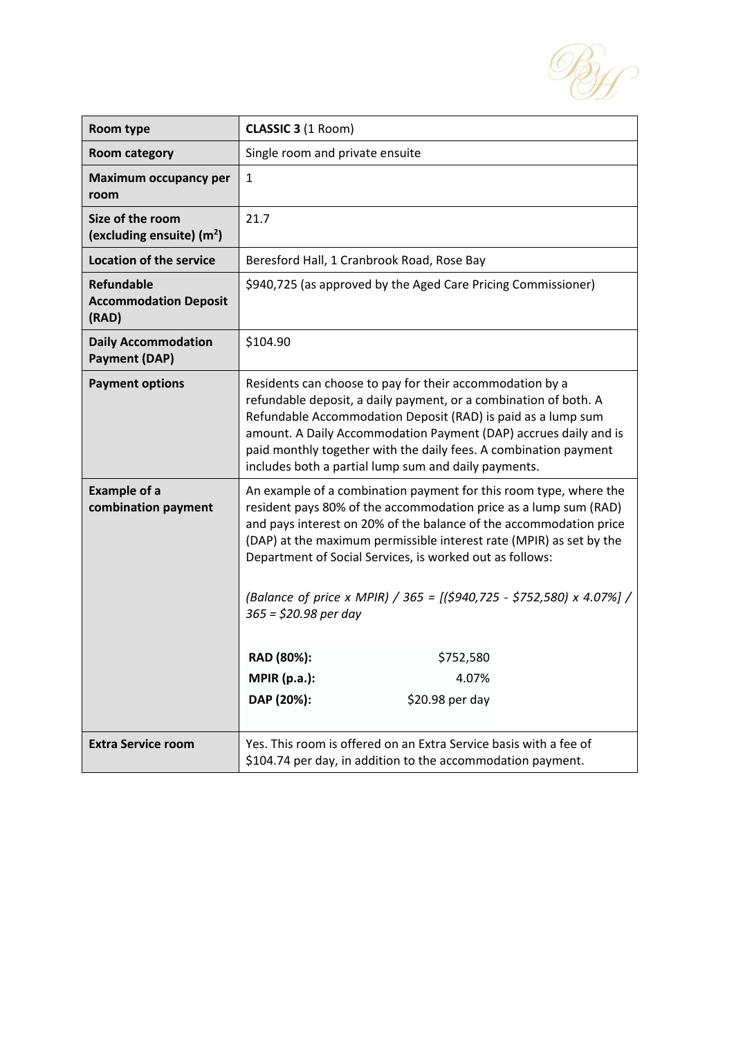| Room type | **CLASSIC 3** (1 Room) |
|---|---|
| **Room category** | Single room and private ensuite |
| **Maximum occupancy per room** | 1 |
| **Size of the room (excluding ensuite) ($m^2$)** | 21.7 |
| **Location of the service** | Beresford Hall, 1 Cranbrook Road, Rose Bay |
| **Refundable Accommodation Deposit (RAD)** | $940,725 (as approved by the Aged Care Pricing Commissioner) |
| **Daily Accommodation Payment (DAP)** | $104.90 |
| **Payment options** | Residents can choose to pay for their accommodation by a refundable deposit, a daily payment, or a combination of both. A Refundable Accommodation Deposit (RAD) is paid as a lump sum amount. A Daily Accommodation Payment (DAP) accrues daily and is paid monthly together with the daily fees. A combination payment includes both a partial lump sum and daily payments. |
| **Example of a combination payment** | An example of a combination payment for this room type, where the resident pays 80% of the accommodation price as a lump sum (RAD) and pays interest on 20% of the balance of the accommodation price (DAP) at the maximum permissible interest rate (MPIR) as set by the Department of Social Services, is worked out as follows:<br><br>*(Balance of price x MPIR) / 365 = [($940,725 - $752,580) x 4.07%] / 365 = $20.98 per day*<br><br>**RAD (80%):** $752,580<br>**MPIR (p.a.):** 4.07%<br>**DAP (20%):** $20.98 per day |
| **Extra Service room** | Yes. This room is offered on an Extra Service basis with a fee of $104.74 per day, in addition to the accommodation payment. |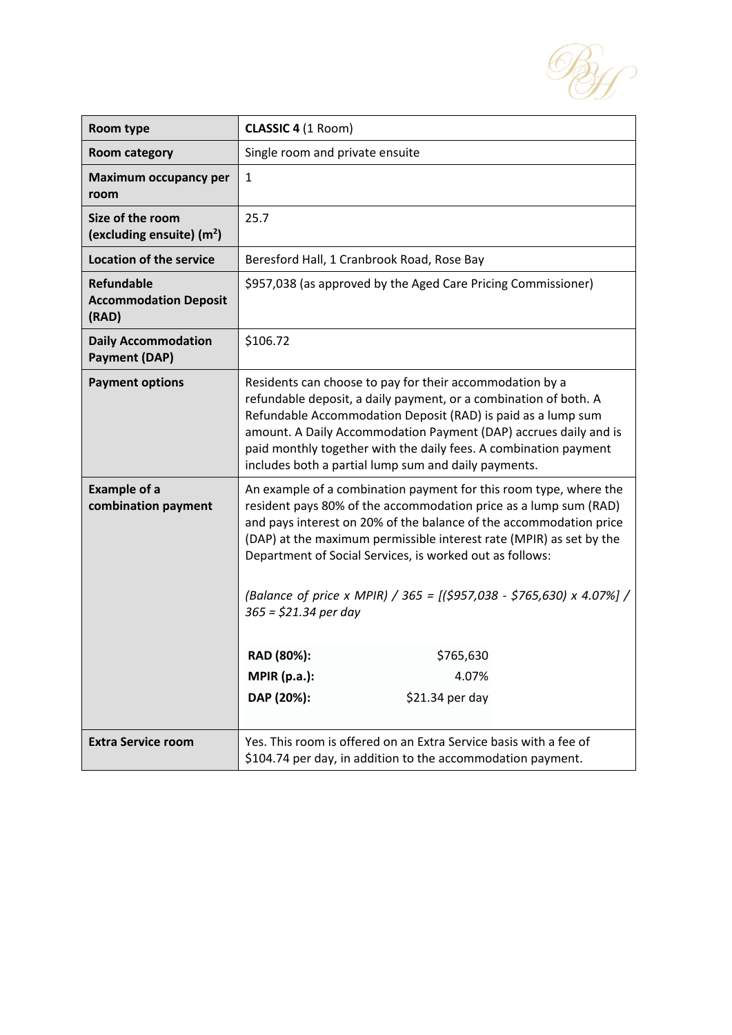| Room type | **CLASSIC 4** (1 Room) |
|---|---|
| **Room category** | Single room and private ensuite |
| **Maximum occupancy per room** | 1 |
| **Size of the room (excluding ensuite) ($m^2$)** | 25.7 |
| **Location of the service** | Beresford Hall, 1 Cranbrook Road, Rose Bay |
| **Refundable Accommodation Deposit (RAD)** | $957,038 (as approved by the Aged Care Pricing Commissioner) |
| **Daily Accommodation Payment (DAP)** | $106.72 |
| **Payment options** | Residents can choose to pay for their accommodation by a refundable deposit, a daily payment, or a combination of both. A Refundable Accommodation Deposit (RAD) is paid as a lump sum amount. A Daily Accommodation Payment (DAP) accrues daily and is paid monthly together with the daily fees. A combination payment includes both a partial lump sum and daily payments. |
| **Example of a combination payment** | An example of a combination payment for this room type, where the resident pays 80% of the accommodation price as a lump sum (RAD) and pays interest on 20% of the balance of the accommodation price (DAP) at the maximum permissible interest rate (MPIR) as set by the Department of Social Services, is worked out as follows:<br><br>*(Balance of price x MPIR) / 365 = [($957,038 - $765,630) x 4.07%] / 365 = $21.34 per day*<br><br>**RAD (80%):** $765,630<br>**MPIR (p.a.):** 4.07%<br>**DAP (20%):** $21.34 per day |
| **Extra Service room** | Yes. This room is offered on an Extra Service basis with a fee of $104.74 per day, in addition to the accommodation payment. |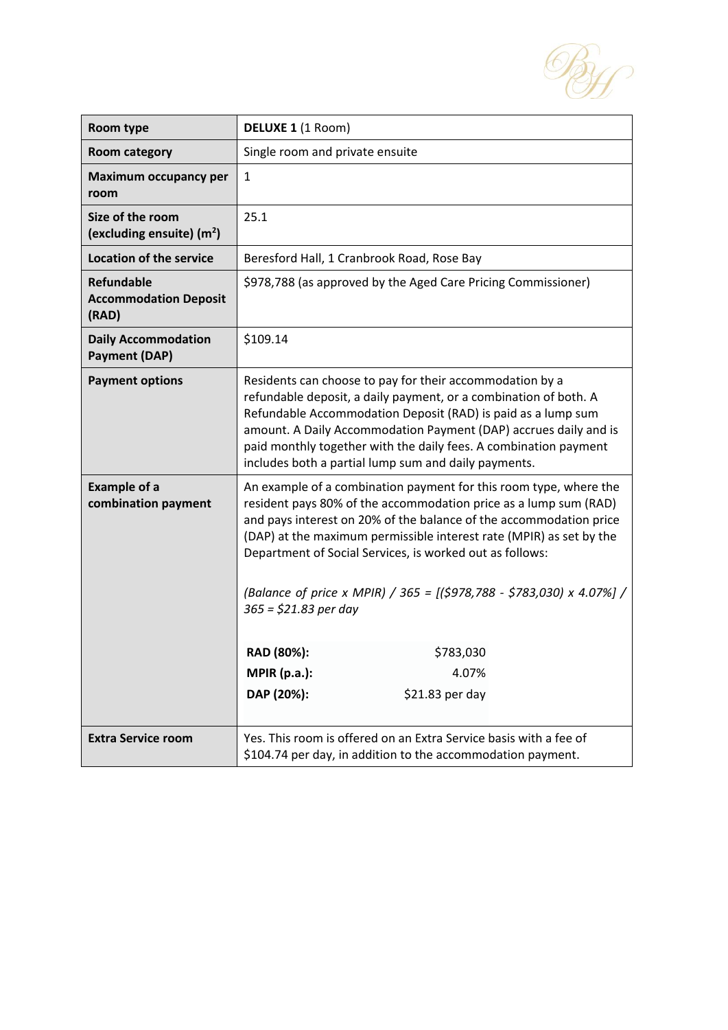| Room type | **DELUXE 1** (1 Room) |
|---|---|
| **Room category** | Single room and private ensuite |
| **Maximum occupancy per room** | 1 |
| **Size of the room (excluding ensuite) ($m^2$)** | 25.1 |
| **Location of the service** | Beresford Hall, 1 Cranbrook Road, Rose Bay |
| **Refundable Accommodation Deposit (RAD)** | $978,788 (as approved by the Aged Care Pricing Commissioner) |
| **Daily Accommodation Payment (DAP)** | $109.14 |
| **Payment options** | Residents can choose to pay for their accommodation by a refundable deposit, a daily payment, or a combination of both. A Refundable Accommodation Deposit (RAD) is paid as a lump sum amount. A Daily Accommodation Payment (DAP) accrues daily and is paid monthly together with the daily fees. A combination payment includes both a partial lump sum and daily payments. |
| **Example of a combination payment** | An example of a combination payment for this room type, where the resident pays 80% of the accommodation price as a lump sum (RAD) and pays interest on 20% of the balance of the accommodation price (DAP) at the maximum permissible interest rate (MPIR) as set by the Department of Social Services, is worked out as follows:<br><br>*(Balance of price x MPIR) / 365 = [($978,788 - $783,030) x 4.07%] / 365 = $21.83 per day*<br><br>**RAD (80%):** $783,030<br>**MPIR (p.a.):** 4.07%<br>**DAP (20%):** $21.83 per day |
| **Extra Service room** | Yes. This room is offered on an Extra Service basis with a fee of $104.74 per day, in addition to the accommodation payment. |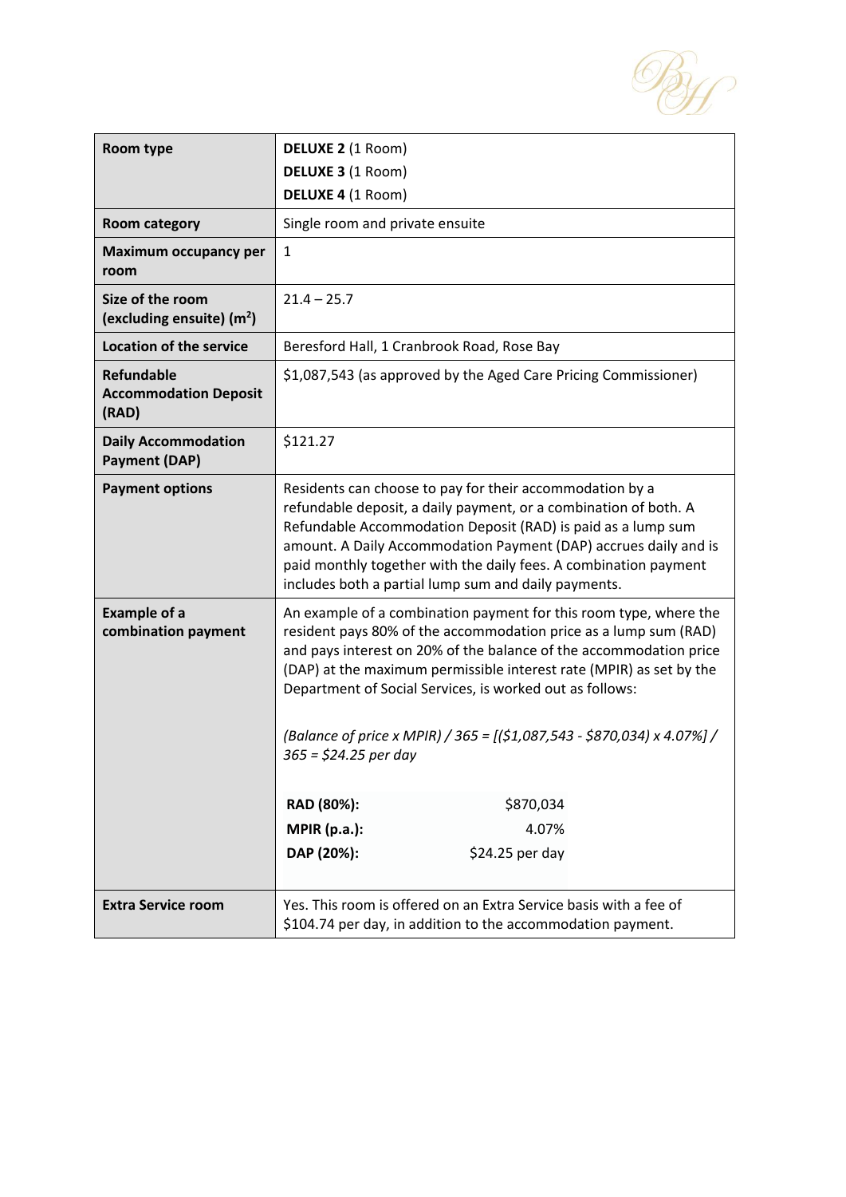| Room type | **DELUXE 2** (1 Room)<br>**DELUXE 3** (1 Room)<br>**DELUXE 4** (1 Room) |
|---|---|
| **Room category** | Single room and private ensuite |
| **Maximum occupancy per room** | 1 |
| **Size of the room (excluding ensuite) ($m^2$)** | 21.4 – 25.7 |
| **Location of the service** | Beresford Hall, 1 Cranbrook Road, Rose Bay |
| **Refundable Accommodation Deposit (RAD)** | $1,087,543 (as approved by the Aged Care Pricing Commissioner) |
| **Daily Accommodation Payment (DAP)** | $121.27 |
| **Payment options** | Residents can choose to pay for their accommodation by a refundable deposit, a daily payment, or a combination of both. A Refundable Accommodation Deposit (RAD) is paid as a lump sum amount. A Daily Accommodation Payment (DAP) accrues daily and is paid monthly together with the daily fees. A combination payment includes both a partial lump sum and daily payments. |
| **Example of a combination payment** | An example of a combination payment for this room type, where the resident pays 80% of the accommodation price as a lump sum (RAD) and pays interest on 20% of the balance of the accommodation price (DAP) at the maximum permissible interest rate (MPIR) as set by the Department of Social Services, is worked out as follows:<br><br>*(Balance of price x MPIR) / 365 = [($1,087,543 - $870,034) x 4.07%] / 365 = $24.25 per day*<br><br>**RAD (80%):** $870,034<br>**MPIR (p.a.):** 4.07%<br>**DAP (20%):** $24.25 per day |
| **Extra Service room** | Yes. This room is offered on an Extra Service basis with a fee of $104.74 per day, in addition to the accommodation payment. |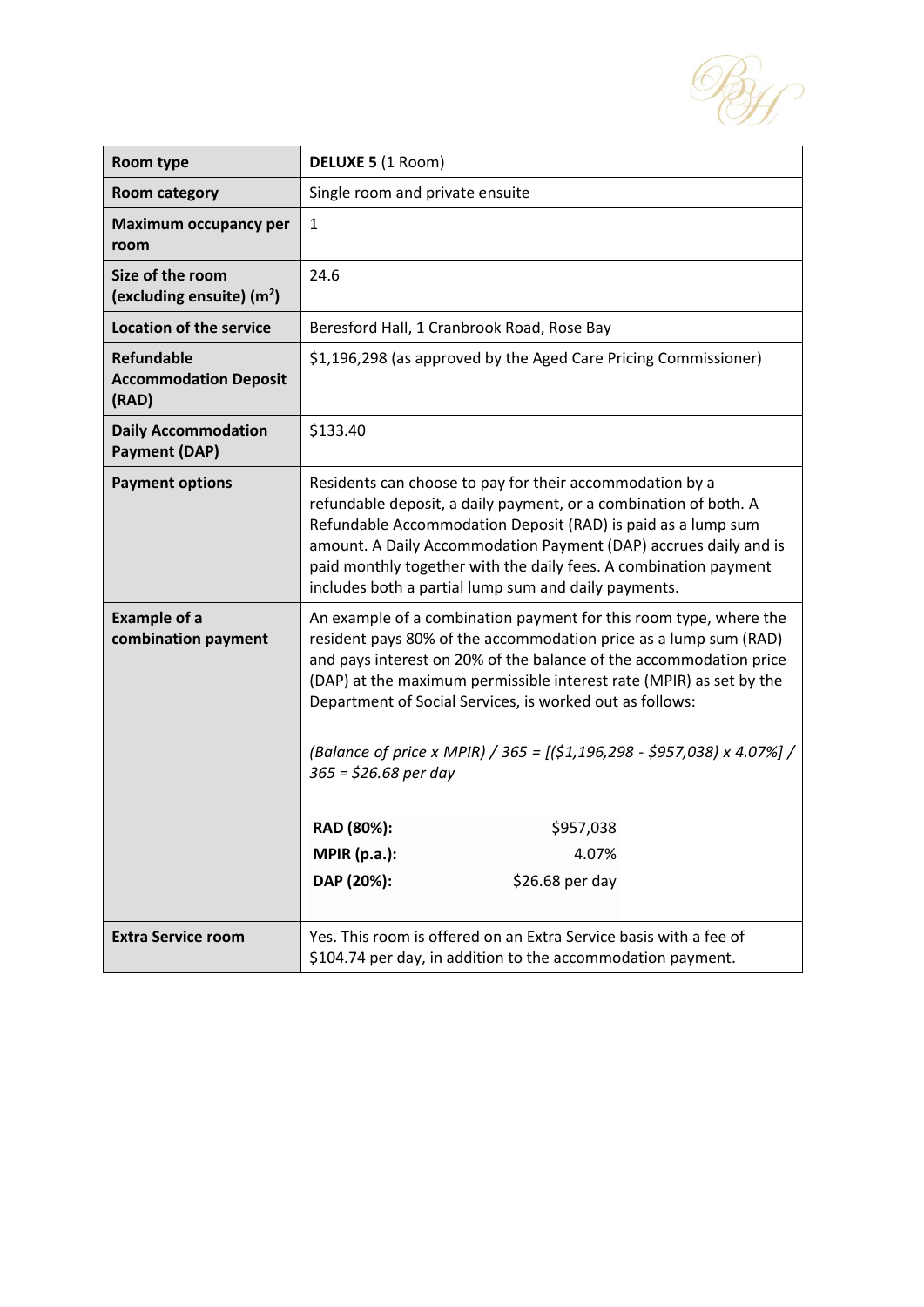| Room type | **DELUXE 5** (1 Room) |
|---|---|
| **Room category** | Single room and private ensuite |
| **Maximum occupancy per room** | 1 |
| **Size of the room (excluding ensuite) ($m^2$)** | 24.6 |
| **Location of the service** | Beresford Hall, 1 Cranbrook Road, Rose Bay |
| **Refundable Accommodation Deposit (RAD)** | $1,196,298 (as approved by the Aged Care Pricing Commissioner) |
| **Daily Accommodation Payment (DAP)** | $133.40 |
| **Payment options** | Residents can choose to pay for their accommodation by a refundable deposit, a daily payment, or a combination of both. A Refundable Accommodation Deposit (RAD) is paid as a lump sum amount. A Daily Accommodation Payment (DAP) accrues daily and is paid monthly together with the daily fees. A combination payment includes both a partial lump sum and daily payments. |
| **Example of a combination payment** | An example of a combination payment for this room type, where the resident pays 80% of the accommodation price as a lump sum (RAD) and pays interest on 20% of the balance of the accommodation price (DAP) at the maximum permissible interest rate (MPIR) as set by the Department of Social Services, is worked out as follows:<br><br>*(Balance of price x MPIR) / 365 = [($1,196,298 - $957,038) x 4.07%] / 365 = $26.68 per day*<br><br>**RAD (80%):** $957,038<br>**MPIR (p.a.):** 4.07%<br>**DAP (20%):** $26.68 per day |
| **Extra Service room** | Yes. This room is offered on an Extra Service basis with a fee of $104.74 per day, in addition to the accommodation payment. |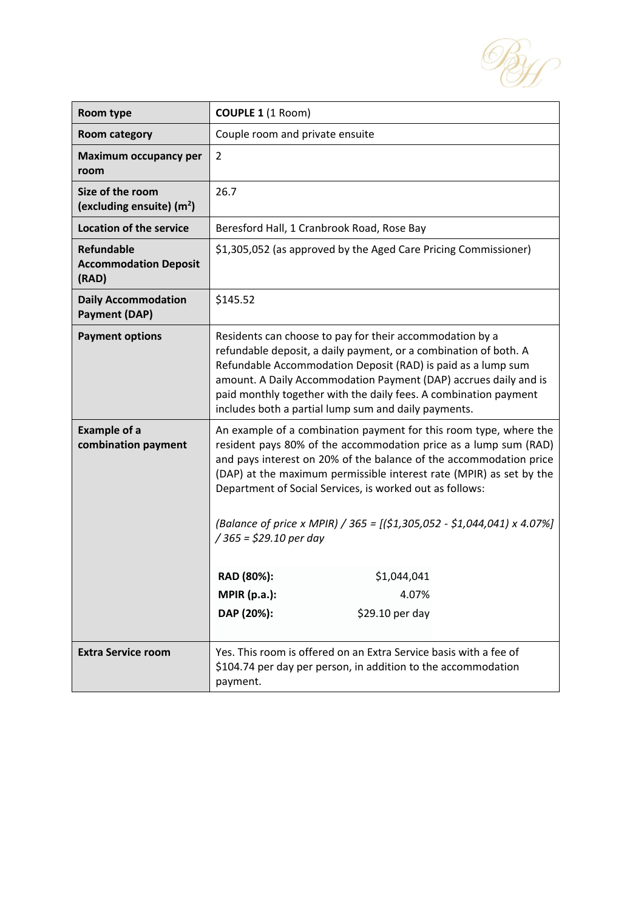| Room type | **COUPLE 1** (1 Room) |
|---|---|
| **Room category** | Couple room and private ensuite |
| **Maximum occupancy per room** | 2 |
| **Size of the room (excluding ensuite) ($m^2$)** | 26.7 |
| **Location of the service** | Beresford Hall, 1 Cranbrook Road, Rose Bay |
| **Refundable Accommodation Deposit (RAD)** | $1,305,052 (as approved by the Aged Care Pricing Commissioner) |
| **Daily Accommodation Payment (DAP)** | $145.52 |
| **Payment options** | Residents can choose to pay for their accommodation by a refundable deposit, a daily payment, or a combination of both. A Refundable Accommodation Deposit (RAD) is paid as a lump sum amount. A Daily Accommodation Payment (DAP) accrues daily and is paid monthly together with the daily fees. A combination payment includes both a partial lump sum and daily payments. |
| **Example of a combination payment** | An example of a combination payment for this room type, where the resident pays 80% of the accommodation price as a lump sum (RAD) and pays interest on 20% of the balance of the accommodation price (DAP) at the maximum permissible interest rate (MPIR) as set by the Department of Social Services, is worked out as follows:<br><br>*(Balance of price x MPIR) / 365 = [($1,305,052 - $1,044,041) x 4.07%] / 365 = $29.10 per day*<br><br>**RAD (80%):** $1,044,041<br>**MPIR (p.a.):** 4.07%<br>**DAP (20%):** $29.10 per day |
| **Extra Service room** | Yes. This room is offered on an Extra Service basis with a fee of $104.74 per day per person, in addition to the accommodation payment. |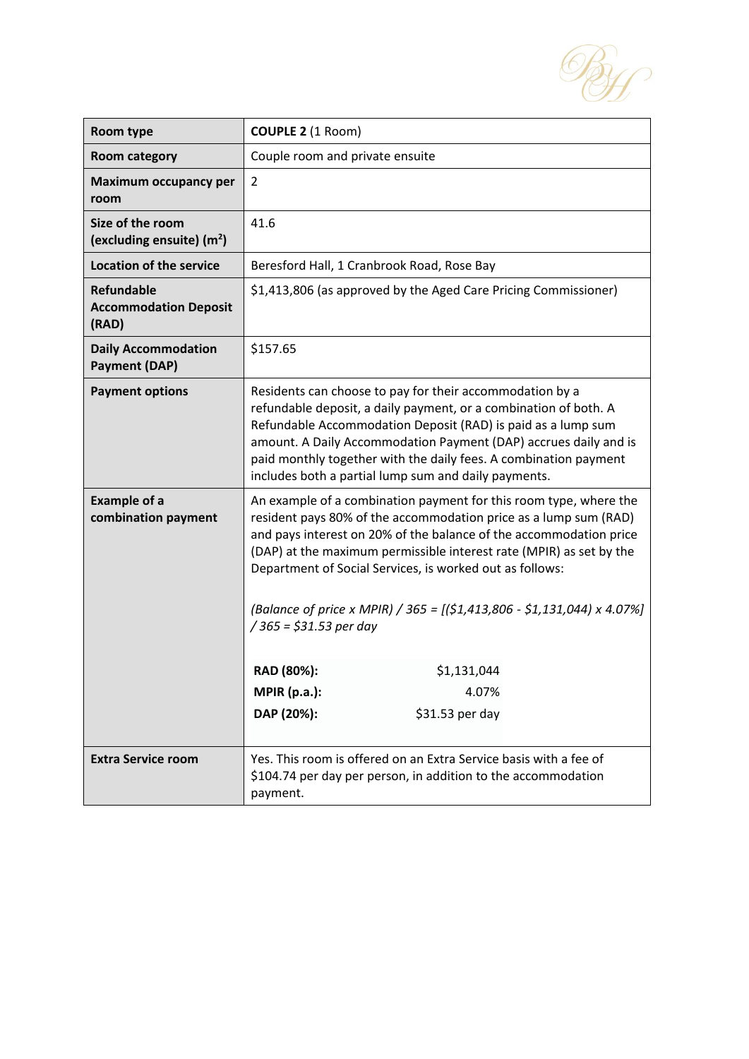| Room type | **COUPLE 2** (1 Room) |
|---|---|
| **Room category** | Couple room and private ensuite |
| **Maximum occupancy per room** | 2 |
| **Size of the room (excluding ensuite) ($m^2$)** | 41.6 |
| **Location of the service** | Beresford Hall, 1 Cranbrook Road, Rose Bay |
| **Refundable Accommodation Deposit (RAD)** | $1,413,806 (as approved by the Aged Care Pricing Commissioner) |
| **Daily Accommodation Payment (DAP)** | $157.65 |
| **Payment options** | Residents can choose to pay for their accommodation by a refundable deposit, a daily payment, or a combination of both. A Refundable Accommodation Deposit (RAD) is paid as a lump sum amount. A Daily Accommodation Payment (DAP) accrues daily and is paid monthly together with the daily fees. A combination payment includes both a partial lump sum and daily payments. |
| **Example of a combination payment** | An example of a combination payment for this room type, where the resident pays 80% of the accommodation price as a lump sum (RAD) and pays interest on 20% of the balance of the accommodation price (DAP) at the maximum permissible interest rate (MPIR) as set by the Department of Social Services, is worked out as follows: *(Balance of price x MPIR) / 365 = [($1,413,806 - $1,131,044) x 4.07%] / 365 = $31.53 per day* **RAD (80%):** $1,131,044 **MPIR (p.a.):** 4.07% **DAP (20%):** $31.53 per day |
| **Extra Service room** | Yes. This room is offered on an Extra Service basis with a fee of $104.74 per day per person, in addition to the accommodation payment. |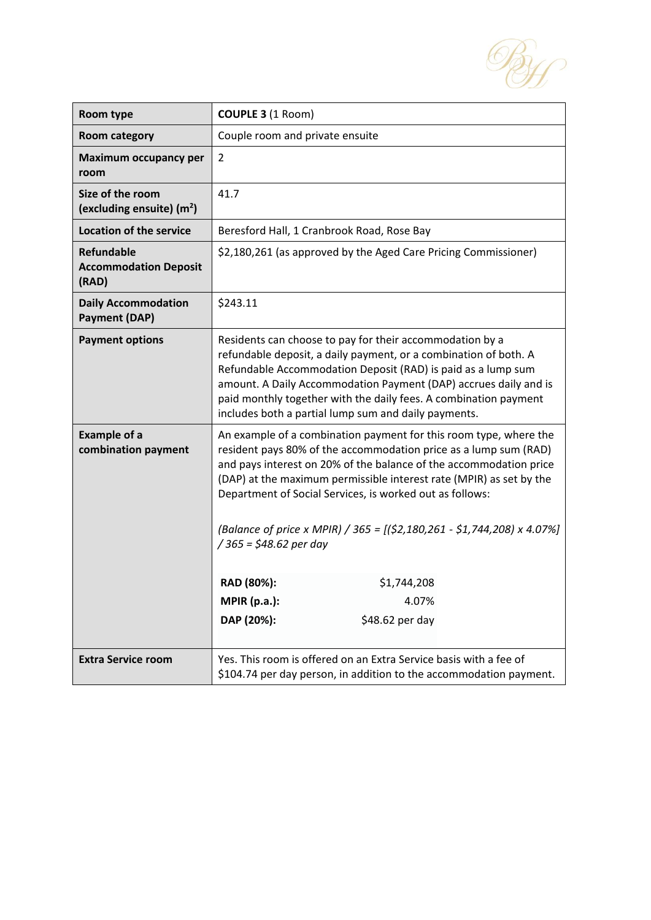| Room type | **COUPLE 3** (1 Room) |
|---|---|
| **Room category** | Couple room and private ensuite |
| **Maximum occupancy per room** | 2 |
| **Size of the room (excluding ensuite) ($m^2$)** | 41.7 |
| **Location of the service** | Beresford Hall, 1 Cranbrook Road, Rose Bay |
| **Refundable Accommodation Deposit (RAD)** | $2,180,261 (as approved by the Aged Care Pricing Commissioner) |
| **Daily Accommodation Payment (DAP)** | $243.11 |
| **Payment options** | Residents can choose to pay for their accommodation by a refundable deposit, a daily payment, or a combination of both. A Refundable Accommodation Deposit (RAD) is paid as a lump sum amount. A Daily Accommodation Payment (DAP) accrues daily and is paid monthly together with the daily fees. A combination payment includes both a partial lump sum and daily payments. |
| **Example of a combination payment** | An example of a combination payment for this room type, where the resident pays 80% of the accommodation price as a lump sum (RAD) and pays interest on 20% of the balance of the accommodation price (DAP) at the maximum permissible interest rate (MPIR) as set by the Department of Social Services, is worked out as follows:<br><br>*(Balance of price x MPIR) / 365 = [($2,180,261 - $1,744,208) x 4.07%] / 365 = $48.62 per day*<br><br>**RAD (80%):** $1,744,208<br>**MPIR (p.a.):** 4.07%<br>**DAP (20%):** $48.62 per day |
| **Extra Service room** | Yes. This room is offered on an Extra Service basis with a fee of $104.74 per day person, in addition to the accommodation payment. |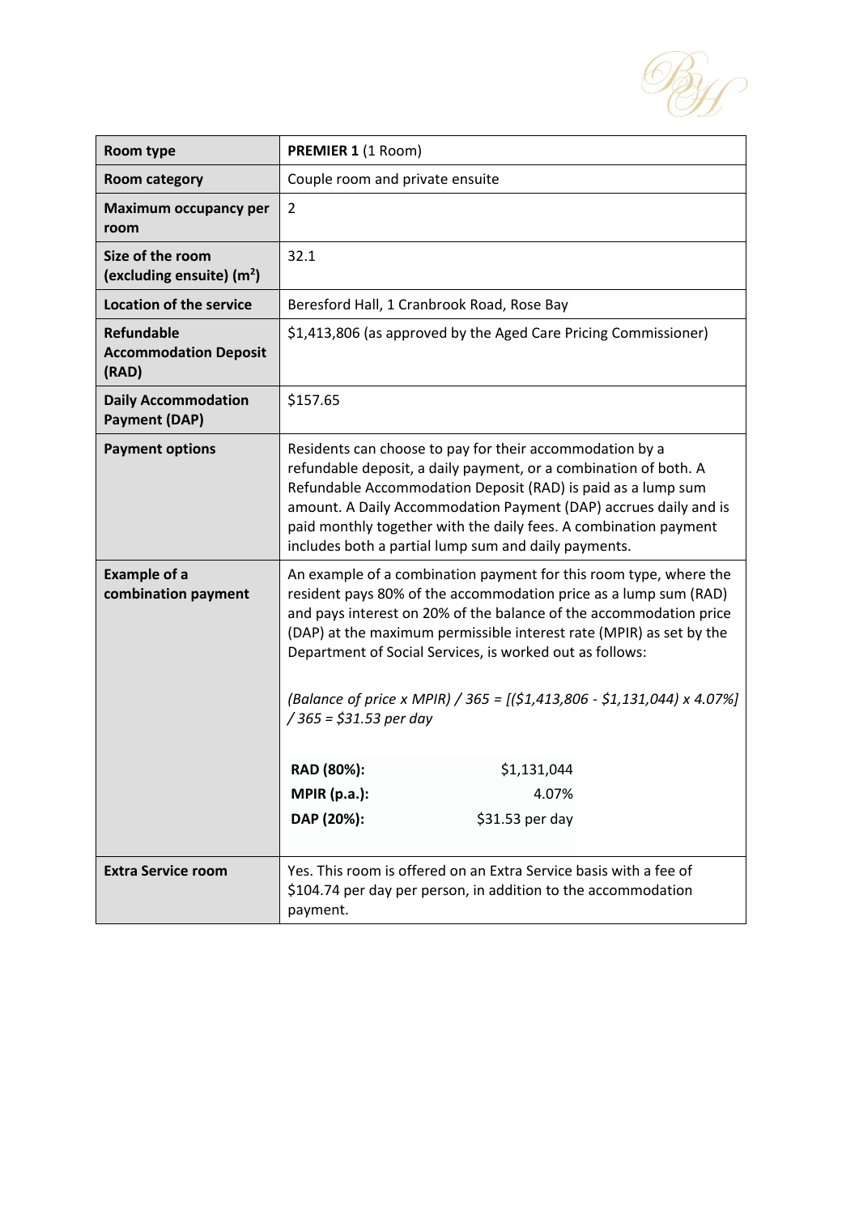| Room type | **PREMIER 1** (1 Room) |
|---|---|
| **Room category** | Couple room and private ensuite |
| **Maximum occupancy per room** | 2 |
| **Size of the room (excluding ensuite) ($m^2$)** | 32.1 |
| **Location of the service** | Beresford Hall, 1 Cranbrook Road, Rose Bay |
| **Refundable Accommodation Deposit (RAD)** | $1,413,806 (as approved by the Aged Care Pricing Commissioner) |
| **Daily Accommodation Payment (DAP)** | $157.65 |
| **Payment options** | Residents can choose to pay for their accommodation by a refundable deposit, a daily payment, or a combination of both. A Refundable Accommodation Deposit (RAD) is paid as a lump sum amount. A Daily Accommodation Payment (DAP) accrues daily and is paid monthly together with the daily fees. A combination payment includes both a partial lump sum and daily payments. |
| **Example of a combination payment** | An example of a combination payment for this room type, where the resident pays 80% of the accommodation price as a lump sum (RAD) and pays interest on 20% of the balance of the accommodation price (DAP) at the maximum permissible interest rate (MPIR) as set by the Department of Social Services, is worked out as follows:<br><br>*(Balance of price x MPIR) / 365 = [($1,413,806 - $1,131,044) x 4.07%] / 365 = $31.53 per day*<br><br>**RAD (80%):** $1,131,044<br>**MPIR (p.a.):** 4.07%<br>**DAP (20%):** $31.53 per day |
| **Extra Service room** | Yes. This room is offered on an Extra Service basis with a fee of $104.74 per day per person, in addition to the accommodation payment. |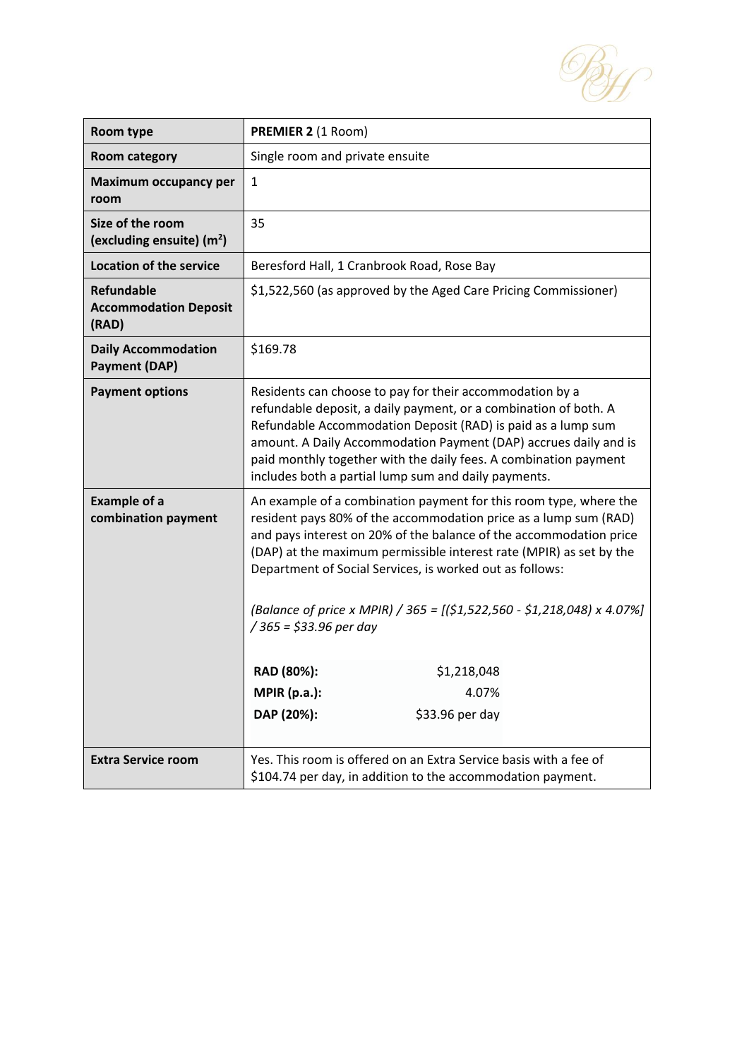| Room type | **PREMIER 2** (1 Room) |
|---|---|
| **Room category** | Single room and private ensuite |
| **Maximum occupancy per room** | 1 |
| **Size of the room (excluding ensuite) ($m^2$)** | 35 |
| **Location of the service** | Beresford Hall, 1 Cranbrook Road, Rose Bay |
| **Refundable Accommodation Deposit (RAD)** | $1,522,560 (as approved by the Aged Care Pricing Commissioner) |
| **Daily Accommodation Payment (DAP)** | $169.78 |
| **Payment options** | Residents can choose to pay for their accommodation by a refundable deposit, a daily payment, or a combination of both. A Refundable Accommodation Deposit (RAD) is paid as a lump sum amount. A Daily Accommodation Payment (DAP) accrues daily and is paid monthly together with the daily fees. A combination payment includes both a partial lump sum and daily payments. |
| **Example of a combination payment** | An example of a combination payment for this room type, where the resident pays 80% of the accommodation price as a lump sum (RAD) and pays interest on 20% of the balance of the accommodation price (DAP) at the maximum permissible interest rate (MPIR) as set by the Department of Social Services, is worked out as follows:<br><br>*(Balance of price x MPIR) / 365 = [($1,522,560 - $1,218,048) x 4.07%] / 365 = $33.96 per day*<br><br>**RAD (80%):** $1,218,048<br>**MPIR (p.a.):** 4.07%<br>**DAP (20%):** $33.96 per day |
| **Extra Service room** | Yes. This room is offered on an Extra Service basis with a fee of $104.74 per day, in addition to the accommodation payment. |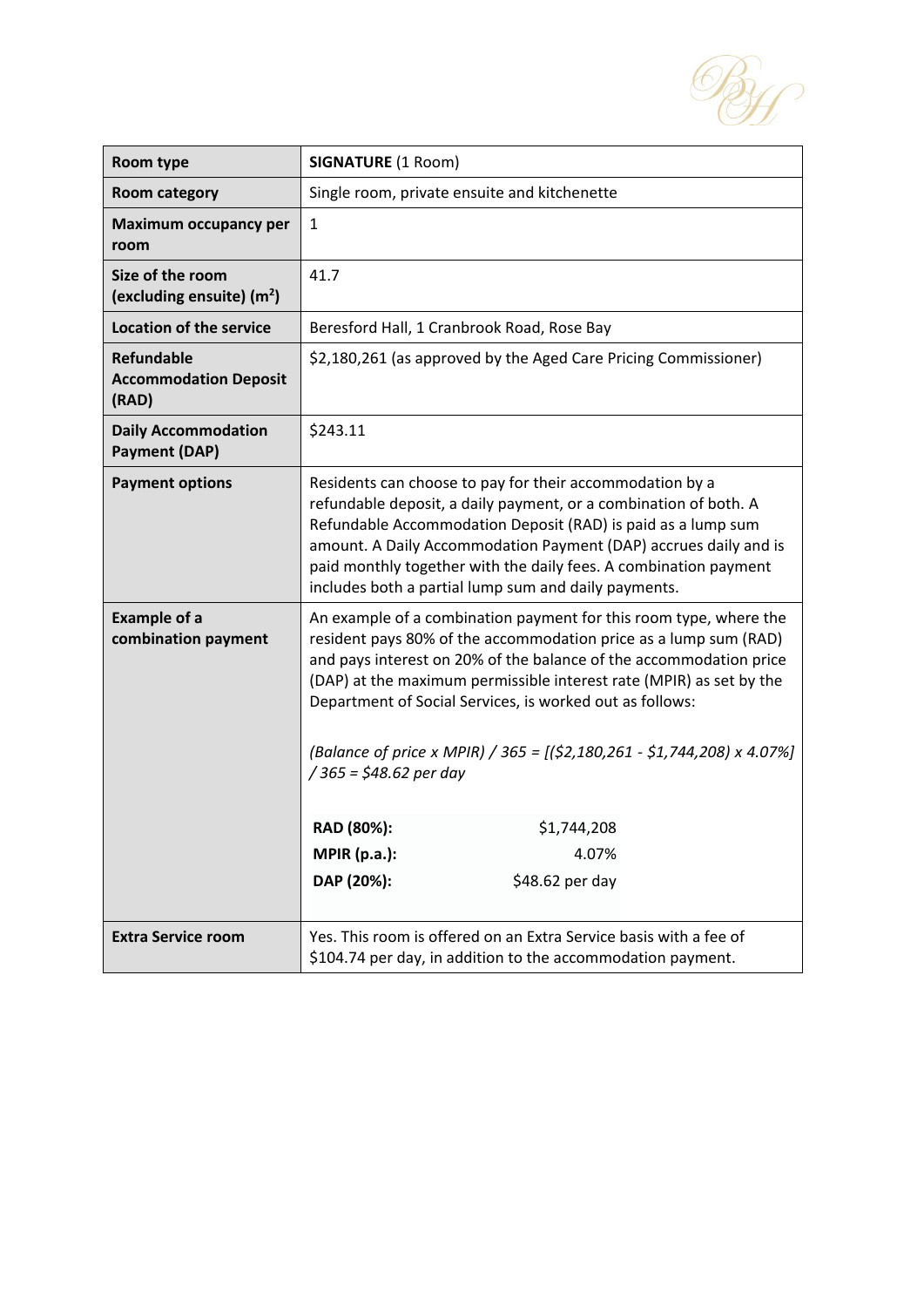| Room type | **SIGNATURE** (1 Room) |
|---|---|
| **Room category** | Single room, private ensuite and kitchenette |
| **Maximum occupancy per room** | 1 |
| **Size of the room (excluding ensuite) ($m^2$)** | 41.7 |
| **Location of the service** | Beresford Hall, 1 Cranbrook Road, Rose Bay |
| **Refundable Accommodation Deposit (RAD)** | $2,180,261 (as approved by the Aged Care Pricing Commissioner) |
| **Daily Accommodation Payment (DAP)** | $243.11 |
| **Payment options** | Residents can choose to pay for their accommodation by a refundable deposit, a daily payment, or a combination of both. A Refundable Accommodation Deposit (RAD) is paid as a lump sum amount. A Daily Accommodation Payment (DAP) accrues daily and is paid monthly together with the daily fees. A combination payment includes both a partial lump sum and daily payments. |
| **Example of a combination payment** | An example of a combination payment for this room type, where the resident pays 80% of the accommodation price as a lump sum (RAD) and pays interest on 20% of the balance of the accommodation price (DAP) at the maximum permissible interest rate (MPIR) as set by the Department of Social Services, is worked out as follows: <br><br> *(Balance of price x MPIR) / 365 = [($2,180,261 - $1,744,208) x 4.07%] / 365 = $48.62 per day* <br><br> **RAD (80%):** $1,744,208 <br> **MPIR (p.a.):** 4.07% <br> **DAP (20%):** $48.62 per day |
| **Extra Service room** | Yes. This room is offered on an Extra Service basis with a fee of $104.74 per day, in addition to the accommodation payment. |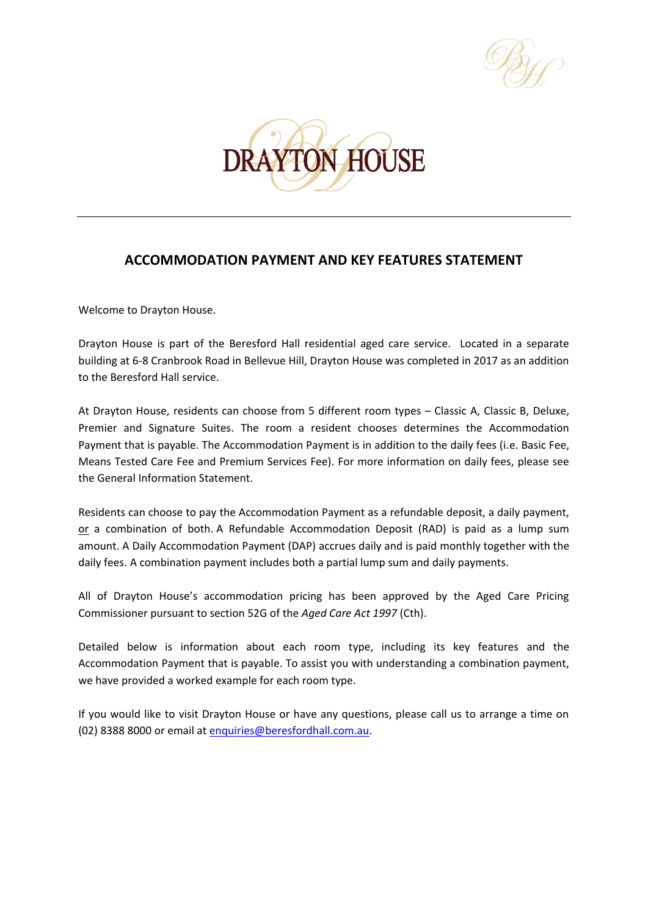# DRAYTON HOUSE

## ACCOMMODATION PAYMENT AND KEY FEATURES STATEMENT

Welcome to Drayton House.

Drayton House is part of the Beresford Hall residential aged care service. Located in a separate building at 6-8 Cranbrook Road in Bellevue Hill, Drayton House was completed in 2017 as an addition to the Beresford Hall service.

At Drayton House, residents can choose from 5 different room types – Classic A, Classic B, Deluxe, Premier and Signature Suites. The room a resident chooses determines the Accommodation Payment that is payable. The Accommodation Payment is in addition to the daily fees (i.e. Basic Fee, Means Tested Care Fee and Premium Services Fee). For more information on daily fees, please see the General Information Statement.

Residents can choose to pay the Accommodation Payment as a refundable deposit, a daily payment, or a combination of both. A Refundable Accommodation Deposit (RAD) is paid as a lump sum amount. A Daily Accommodation Payment (DAP) accrues daily and is paid monthly together with the daily fees. A combination payment includes both a partial lump sum and daily payments.

All of Drayton House's accommodation pricing has been approved by the Aged Care Pricing Commissioner pursuant to section 52G of the *Aged Care Act 1997* (Cth).

Detailed below is information about each room type, including its key features and the Accommodation Payment that is payable. To assist you with understanding a combination payment, we have provided a worked example for each room type.

If you would like to visit Drayton House or have any questions, please call us to arrange a time on (02) 8388 8000 or email at enquiries@beresfordhall.com.au.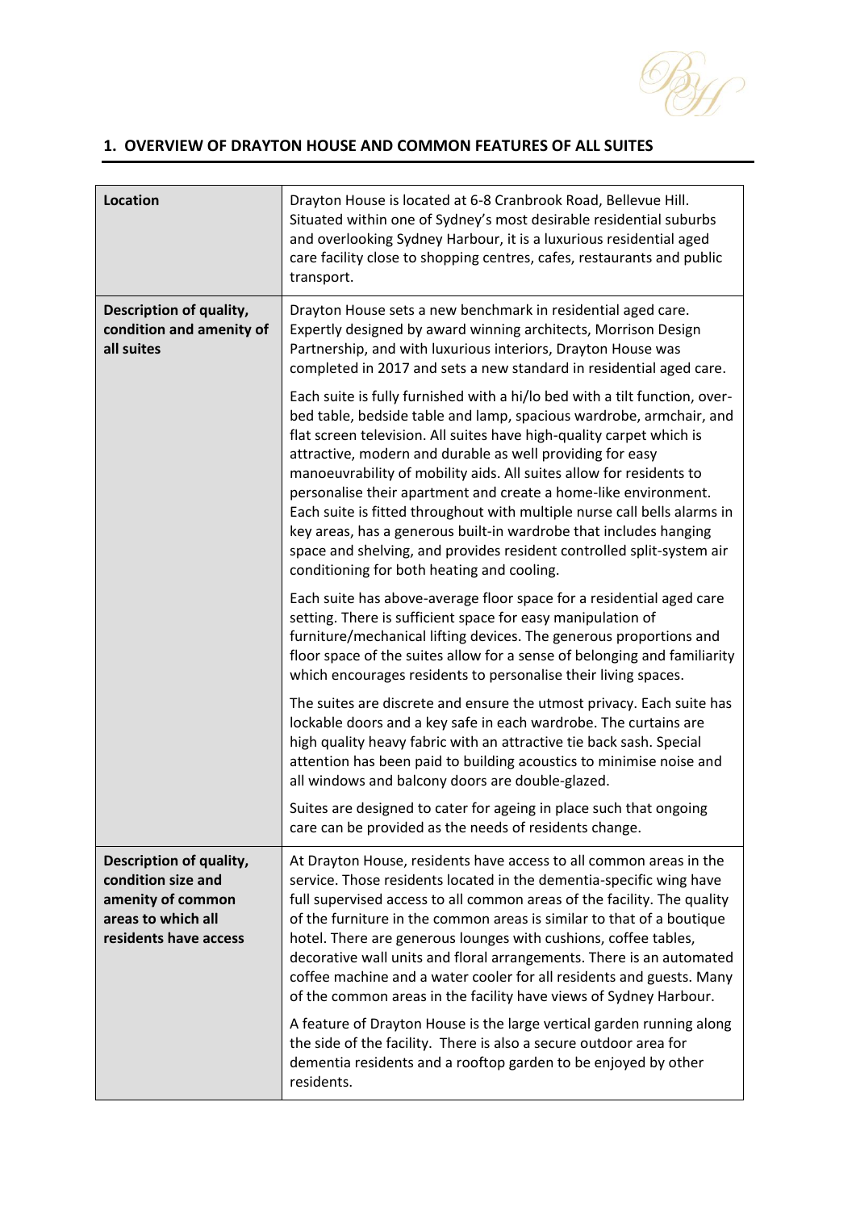## 1. OVERVIEW OF DRAYTON HOUSE AND COMMON FEATURES OF ALL SUITES

| | |
|---|---|
| **Location** | Drayton House is located at 6-8 Cranbrook Road, Bellevue Hill. Situated within one of Sydney's most desirable residential suburbs and overlooking Sydney Harbour, it is a luxurious residential aged care facility close to shopping centres, cafes, restaurants and public transport. |
| **Description of quality, condition and amenity of all suites** | Drayton House sets a new benchmark in residential aged care. Expertly designed by award winning architects, Morrison Design Partnership, and with luxurious interiors, Drayton House was completed in 2017 and sets a new standard in residential aged care.<br><br>Each suite is fully furnished with a hi/lo bed with a tilt function, over-bed table, bedside table and lamp, spacious wardrobe, armchair, and flat screen television. All suites have high-quality carpet which is attractive, modern and durable as well providing for easy manoeuvrability of mobility aids. All suites allow for residents to personalise their apartment and create a home-like environment. Each suite is fitted throughout with multiple nurse call bells alarms in key areas, has a generous built-in wardrobe that includes hanging space and shelving, and provides resident controlled split-system air conditioning for both heating and cooling.<br><br>Each suite has above-average floor space for a residential aged care setting. There is sufficient space for easy manipulation of furniture/mechanical lifting devices. The generous proportions and floor space of the suites allow for a sense of belonging and familiarity which encourages residents to personalise their living spaces.<br><br>The suites are discrete and ensure the utmost privacy. Each suite has lockable doors and a key safe in each wardrobe. The curtains are high quality heavy fabric with an attractive tie back sash. Special attention has been paid to building acoustics to minimise noise and all windows and balcony doors are double-glazed.<br><br>Suites are designed to cater for ageing in place such that ongoing care can be provided as the needs of residents change. |
| **Description of quality, condition size and amenity of common areas to which all residents have access** | At Drayton House, residents have access to all common areas in the service. Those residents located in the dementia-specific wing have full supervised access to all common areas of the facility. The quality of the furniture in the common areas is similar to that of a boutique hotel. There are generous lounges with cushions, coffee tables, decorative wall units and floral arrangements. There is an automated coffee machine and a water cooler for all residents and guests. Many of the common areas in the facility have views of Sydney Harbour.<br><br>A feature of Drayton House is the large vertical garden running along the side of the facility. There is also a secure outdoor area for dementia residents and a rooftop garden to be enjoyed by other residents. |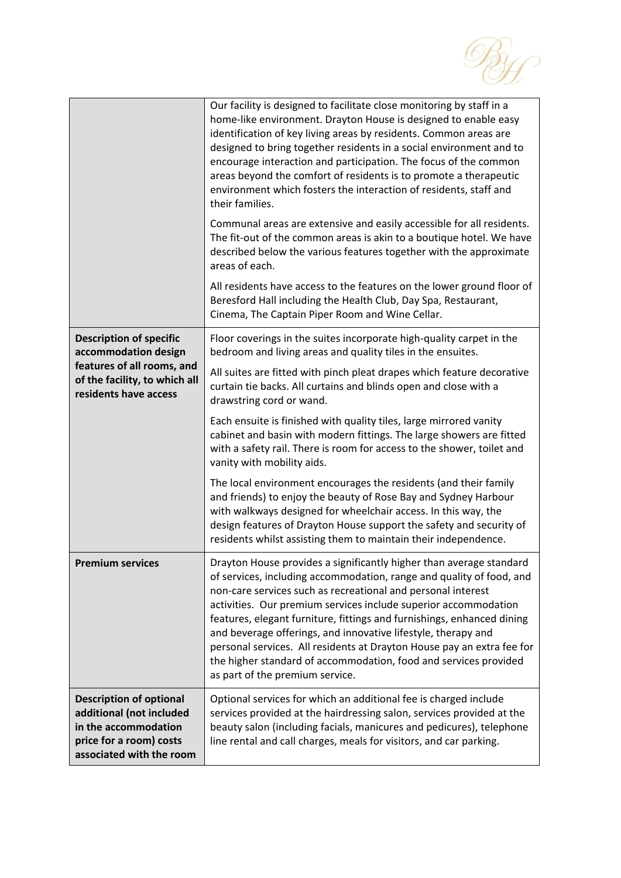| | |
|---|---|
| | Our facility is designed to facilitate close monitoring by staff in a home-like environment. Drayton House is designed to enable easy identification of key living areas by residents. Common areas are designed to bring together residents in a social environment and to encourage interaction and participation. The focus of the common areas beyond the comfort of residents is to promote a therapeutic environment which fosters the interaction of residents, staff and their families.<br><br>Communal areas are extensive and easily accessible for all residents. The fit-out of the common areas is akin to a boutique hotel. We have described below the various features together with the approximate areas of each.<br><br>All residents have access to the features on the lower ground floor of Beresford Hall including the Health Club, Day Spa, Restaurant, Cinema, The Captain Piper Room and Wine Cellar. |
| **Description of specific accommodation design features of all rooms, and of the facility, to which all residents have access** | Floor coverings in the suites incorporate high-quality carpet in the bedroom and living areas and quality tiles in the ensuites.<br><br>All suites are fitted with pinch pleat drapes which feature decorative curtain tie backs. All curtains and blinds open and close with a drawstring cord or wand.<br><br>Each ensuite is finished with quality tiles, large mirrored vanity cabinet and basin with modern fittings. The large showers are fitted with a safety rail. There is room for access to the shower, toilet and vanity with mobility aids.<br><br>The local environment encourages the residents (and their family and friends) to enjoy the beauty of Rose Bay and Sydney Harbour with walkways designed for wheelchair access. In this way, the design features of Drayton House support the safety and security of residents whilst assisting them to maintain their independence. |
| **Premium services** | Drayton House provides a significantly higher than average standard of services, including accommodation, range and quality of food, and non-care services such as recreational and personal interest activities. Our premium services include superior accommodation features, elegant furniture, fittings and furnishings, enhanced dining and beverage offerings, and innovative lifestyle, therapy and personal services. All residents at Drayton House pay an extra fee for the higher standard of accommodation, food and services provided as part of the premium service. |
| **Description of optional additional (not included in the accommodation price for a room) costs associated with the room** | Optional services for which an additional fee is charged include services provided at the hairdressing salon, services provided at the beauty salon (including facials, manicures and pedicures), telephone line rental and call charges, meals for visitors, and car parking. |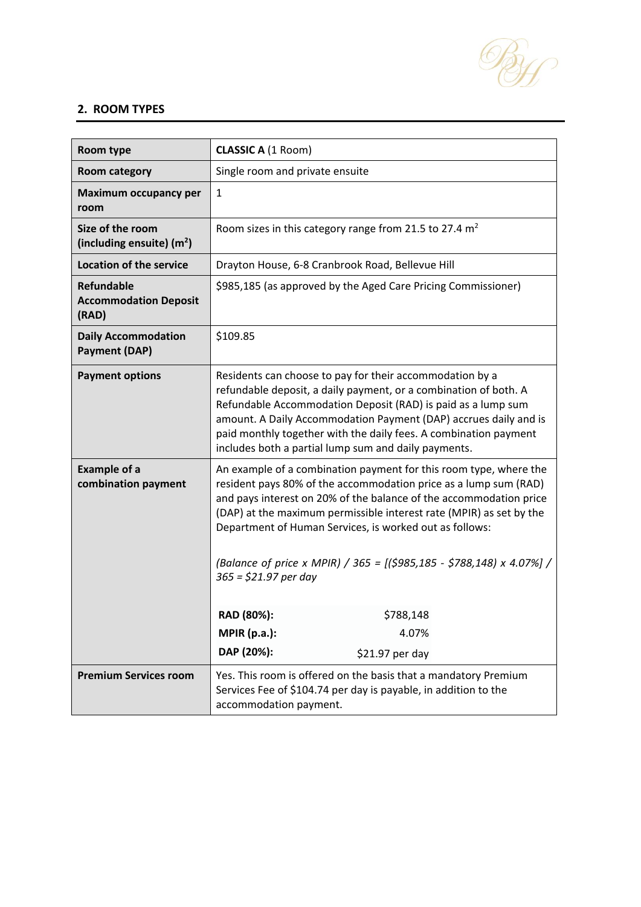## 2. ROOM TYPES

| Room type | **CLASSIC A** (1 Room) |
|---|---|
| **Room category** | Single room and private ensuite |
| **Maximum occupancy per room** | 1 |
| **Size of the room (including ensuite) ($m^2$)** | Room sizes in this category range from 21.5 to 27.4 $m^2$ |
| **Location of the service** | Drayton House, 6-8 Cranbrook Road, Bellevue Hill |
| **Refundable Accommodation Deposit (RAD)** | $985,185 (as approved by the Aged Care Pricing Commissioner) |
| **Daily Accommodation Payment (DAP)** | $109.85 |
| **Payment options** | Residents can choose to pay for their accommodation by a refundable deposit, a daily payment, or a combination of both. A Refundable Accommodation Deposit (RAD) is paid as a lump sum amount. A Daily Accommodation Payment (DAP) accrues daily and is paid monthly together with the daily fees. A combination payment includes both a partial lump sum and daily payments. |
| **Example of a combination payment** | An example of a combination payment for this room type, where the resident pays 80% of the accommodation price as a lump sum (RAD) and pays interest on 20% of the balance of the accommodation price (DAP) at the maximum permissible interest rate (MPIR) as set by the Department of Human Services, is worked out as follows:<br><br>*(Balance of price x MPIR) / 365 = [($985,185 - $788,148) x 4.07%] / 365 = $21.97 per day*<br><br>**RAD (80%):** $788,148<br>**MPIR (p.a.):** 4.07%<br>**DAP (20%):** $21.97 per day |
| **Premium Services room** | Yes. This room is offered on the basis that a mandatory Premium Services Fee of $104.74 per day is payable, in addition to the accommodation payment. |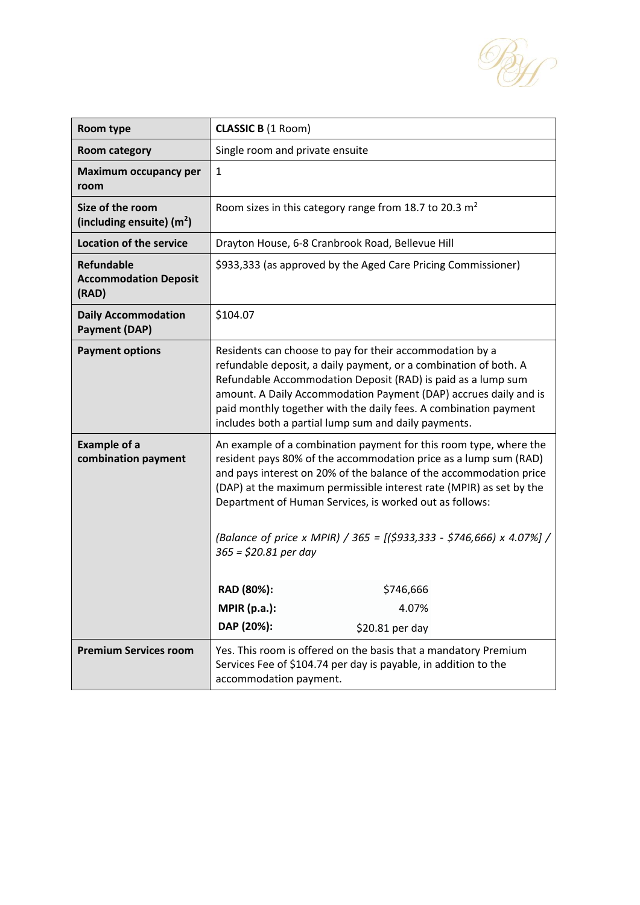| Room type | **CLASSIC B** (1 Room) |
|---|---|
| **Room category** | Single room and private ensuite |
| **Maximum occupancy per room** | 1 |
| **Size of the room (including ensuite) ($m^2$)** | Room sizes in this category range from 18.7 to 20.3 $m^2$ |
| **Location of the service** | Drayton House, 6-8 Cranbrook Road, Bellevue Hill |
| **Refundable Accommodation Deposit (RAD)** | $933,333 (as approved by the Aged Care Pricing Commissioner) |
| **Daily Accommodation Payment (DAP)** | $104.07 |
| **Payment options** | Residents can choose to pay for their accommodation by a refundable deposit, a daily payment, or a combination of both. A Refundable Accommodation Deposit (RAD) is paid as a lump sum amount. A Daily Accommodation Payment (DAP) accrues daily and is paid monthly together with the daily fees. A combination payment includes both a partial lump sum and daily payments. |
| **Example of a combination payment** | An example of a combination payment for this room type, where the resident pays 80% of the accommodation price as a lump sum (RAD) and pays interest on 20% of the balance of the accommodation price (DAP) at the maximum permissible interest rate (MPIR) as set by the Department of Human Services, is worked out as follows:<br><br>*(Balance of price x MPIR) / 365 = [($933,333 - $746,666) x 4.07%] / 365 = $20.81 per day*<br><br>**RAD (80%):** $746,666<br>**MPIR (p.a.):** 4.07%<br>**DAP (20%):** $20.81 per day |
| **Premium Services room** | Yes. This room is offered on the basis that a mandatory Premium Services Fee of $104.74 per day is payable, in addition to the accommodation payment. |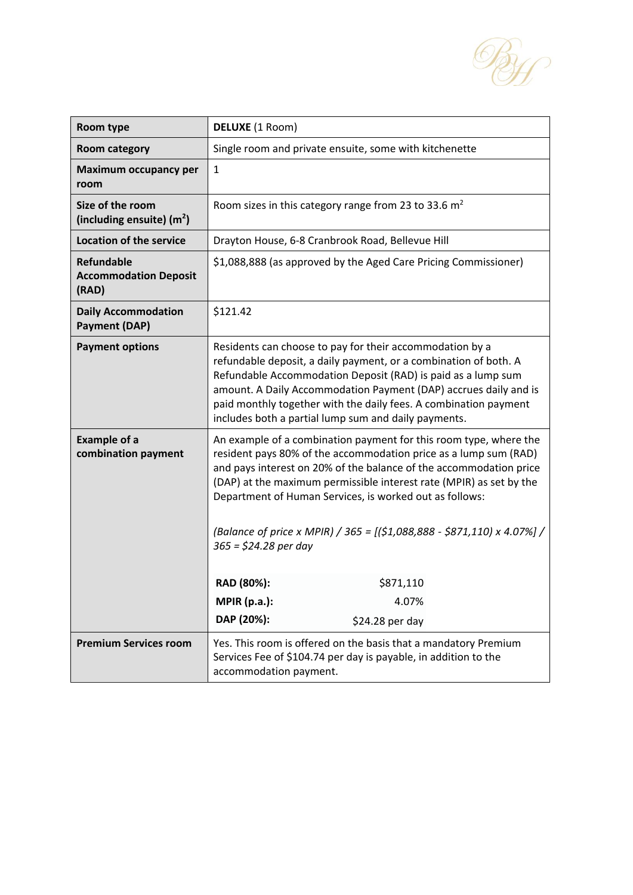| Room type | **DELUXE** (1 Room) |
|---|---|
| **Room category** | Single room and private ensuite, some with kitchenette |
| **Maximum occupancy per room** | 1 |
| **Size of the room (including ensuite) ($m^2$)** | Room sizes in this category range from 23 to 33.6 $m^2$ |
| **Location of the service** | Drayton House, 6-8 Cranbrook Road, Bellevue Hill |
| **Refundable Accommodation Deposit (RAD)** | $1,088,888 (as approved by the Aged Care Pricing Commissioner) |
| **Daily Accommodation Payment (DAP)** | $121.42 |
| **Payment options** | Residents can choose to pay for their accommodation by a refundable deposit, a daily payment, or a combination of both. A Refundable Accommodation Deposit (RAD) is paid as a lump sum amount. A Daily Accommodation Payment (DAP) accrues daily and is paid monthly together with the daily fees. A combination payment includes both a partial lump sum and daily payments. |
| **Example of a combination payment** | An example of a combination payment for this room type, where the resident pays 80% of the accommodation price as a lump sum (RAD) and pays interest on 20% of the balance of the accommodation price (DAP) at the maximum permissible interest rate (MPIR) as set by the Department of Human Services, is worked out as follows: <br><br> *(Balance of price x MPIR) / 365 = [($1,088,888 - $871,110) x 4.07%] / 365 = $24.28 per day* <br><br> **RAD (80%):** $871,110 <br> **MPIR (p.a.):** 4.07% <br> **DAP (20%):** $24.28 per day |
| **Premium Services room** | Yes. This room is offered on the basis that a mandatory Premium Services Fee of $104.74 per day is payable, in addition to the accommodation payment. |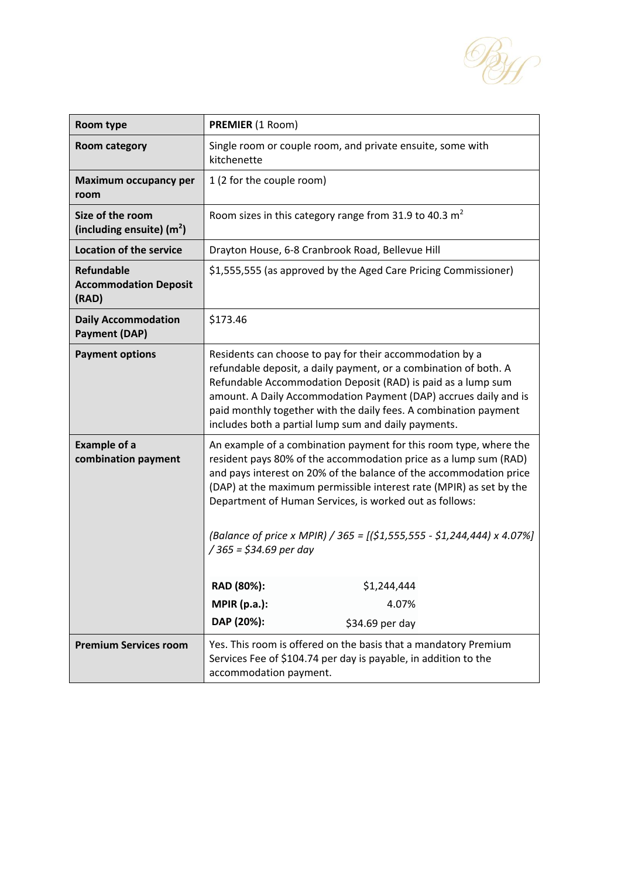| Room type | **PREMIER** (1 Room) |
| --- | --- |
| **Room category** | Single room or couple room, and private ensuite, some with kitchenette |
| **Maximum occupancy per room** | 1 (2 for the couple room) |
| **Size of the room (including ensuite) ($m^2$)** | Room sizes in this category range from 31.9 to 40.3 $m^2$ |
| **Location of the service** | Drayton House, 6-8 Cranbrook Road, Bellevue Hill |
| **Refundable Accommodation Deposit (RAD)** | $1,555,555 (as approved by the Aged Care Pricing Commissioner) |
| **Daily Accommodation Payment (DAP)** | $173.46 |
| **Payment options** | Residents can choose to pay for their accommodation by a refundable deposit, a daily payment, or a combination of both. A Refundable Accommodation Deposit (RAD) is paid as a lump sum amount. A Daily Accommodation Payment (DAP) accrues daily and is paid monthly together with the daily fees. A combination payment includes both a partial lump sum and daily payments. |
| **Example of a combination payment** | An example of a combination payment for this room type, where the resident pays 80% of the accommodation price as a lump sum (RAD) and pays interest on 20% of the balance of the accommodation price (DAP) at the maximum permissible interest rate (MPIR) as set by the Department of Human Services, is worked out as follows:<br><br>*(Balance of price x MPIR) / 365 = [($1,555,555 - $1,244,444) x 4.07%] / 365 = $34.69 per day*<br><br>**RAD (80%):** $1,244,444<br>**MPIR (p.a.):** 4.07%<br>**DAP (20%):** $34.69 per day |
| **Premium Services room** | Yes. This room is offered on the basis that a mandatory Premium Services Fee of $104.74 per day is payable, in addition to the accommodation payment. |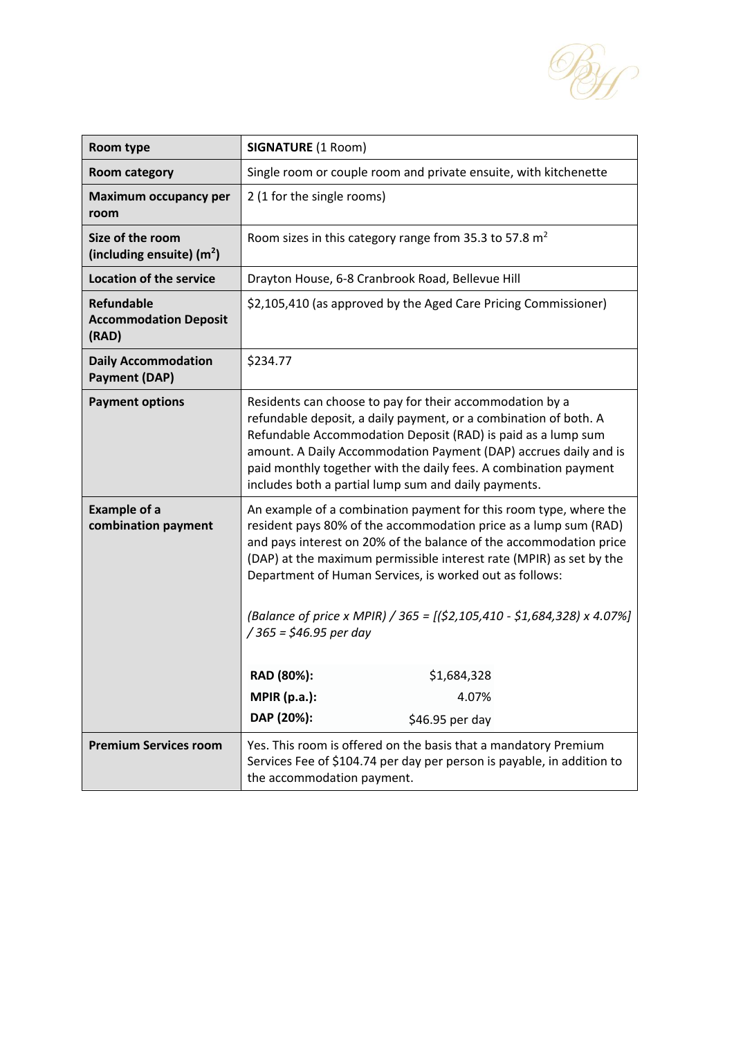| Room type | **SIGNATURE** (1 Room) |
|---|---|
| **Room category** | Single room or couple room and private ensuite, with kitchenette |
| **Maximum occupancy per room** | 2 (1 for the single rooms) |
| **Size of the room (including ensuite) ($m^2$)** | Room sizes in this category range from 35.3 to 57.8 $m^2$ |
| **Location of the service** | Drayton House, 6-8 Cranbrook Road, Bellevue Hill |
| **Refundable Accommodation Deposit (RAD)** | $2,105,410 (as approved by the Aged Care Pricing Commissioner) |
| **Daily Accommodation Payment (DAP)** | $234.77 |
| **Payment options** | Residents can choose to pay for their accommodation by a refundable deposit, a daily payment, or a combination of both. A Refundable Accommodation Deposit (RAD) is paid as a lump sum amount. A Daily Accommodation Payment (DAP) accrues daily and is paid monthly together with the daily fees. A combination payment includes both a partial lump sum and daily payments. |
| **Example of a combination payment** | An example of a combination payment for this room type, where the resident pays 80% of the accommodation price as a lump sum (RAD) and pays interest on 20% of the balance of the accommodation price (DAP) at the maximum permissible interest rate (MPIR) as set by the Department of Human Services, is worked out as follows:<br><br>*(Balance of price x MPIR) / 365 = [($2,105,410 - $1,684,328) x 4.07%] / 365 = $46.95 per day*<br><br>**RAD (80%):** $1,684,328<br>**MPIR (p.a.):** 4.07%<br>**DAP (20%):** $46.95 per day |
| **Premium Services room** | Yes. This room is offered on the basis that a mandatory Premium Services Fee of $104.74 per day per person is payable, in addition to the accommodation payment. |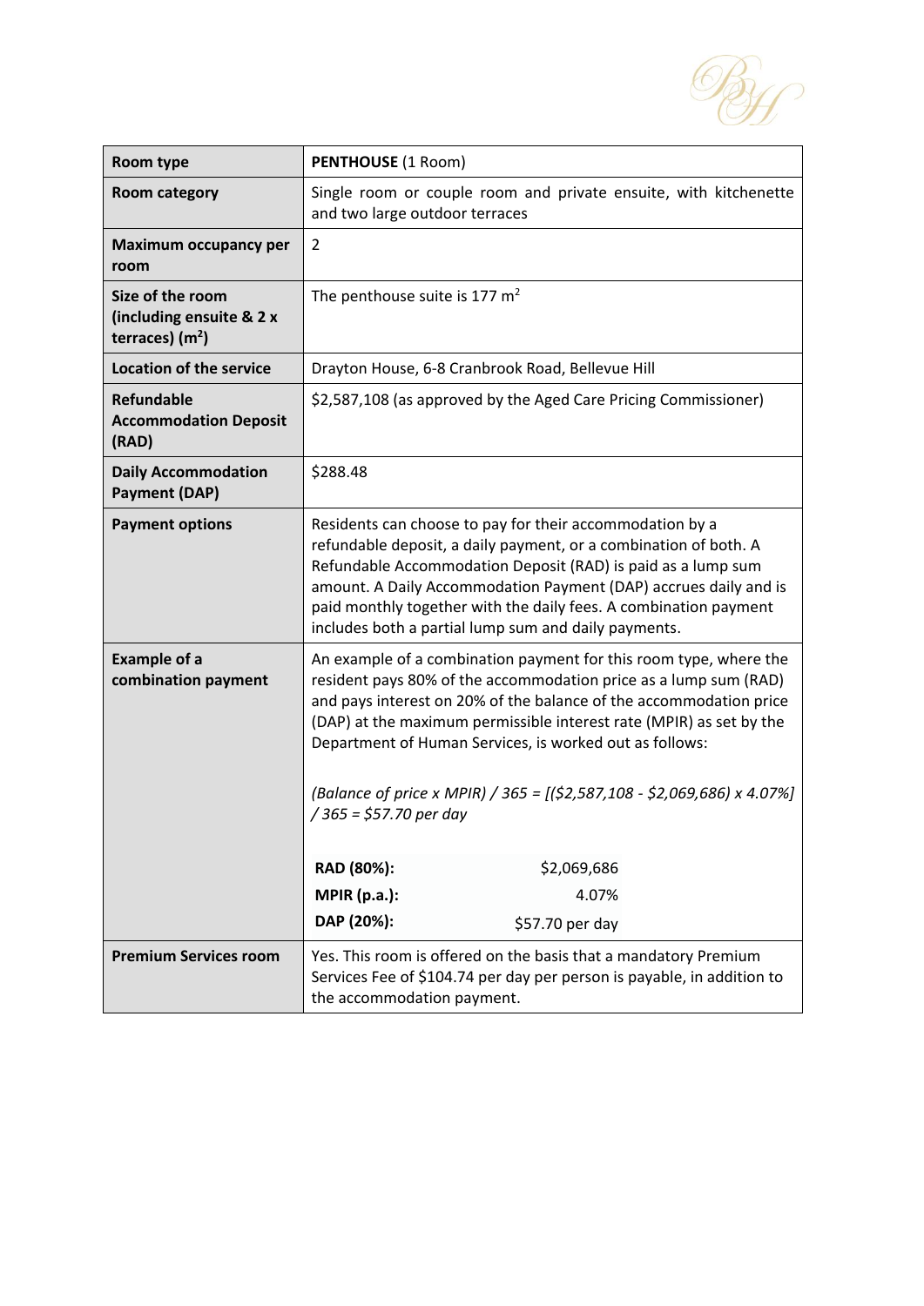| | |
|---|---|
| **Room type** | **PENTHOUSE** (1 Room) |
| **Room category** | Single room or couple room and private ensuite, with kitchenette and two large outdoor terraces |
| **Maximum occupancy per room** | 2 |
| **Size of the room (including ensuite & 2 x terraces) ($m^2$)** | The penthouse suite is 177 $m^2$ |
| **Location of the service** | Drayton House, 6-8 Cranbrook Road, Bellevue Hill |
| **Refundable Accommodation Deposit (RAD)** | $2,587,108 (as approved by the Aged Care Pricing Commissioner) |
| **Daily Accommodation Payment (DAP)** | $288.48 |
| **Payment options** | Residents can choose to pay for their accommodation by a refundable deposit, a daily payment, or a combination of both. A Refundable Accommodation Deposit (RAD) is paid as a lump sum amount. A Daily Accommodation Payment (DAP) accrues daily and is paid monthly together with the daily fees. A combination payment includes both a partial lump sum and daily payments. |
| **Example of a combination payment** | An example of a combination payment for this room type, where the resident pays 80% of the accommodation price as a lump sum (RAD) and pays interest on 20% of the balance of the accommodation price (DAP) at the maximum permissible interest rate (MPIR) as set by the Department of Human Services, is worked out as follows:<br><br>*(Balance of price x MPIR) / 365 = [($2,587,108 - $2,069,686) x 4.07%] / 365 = $57.70 per day*<br><br>**RAD (80%):** $2,069,686<br>**MPIR (p.a.):** 4.07%<br>**DAP (20%):** $57.70 per day |
| **Premium Services room** | Yes. This room is offered on the basis that a mandatory Premium Services Fee of $104.74 per day per person is payable, in addition to the accommodation payment. |